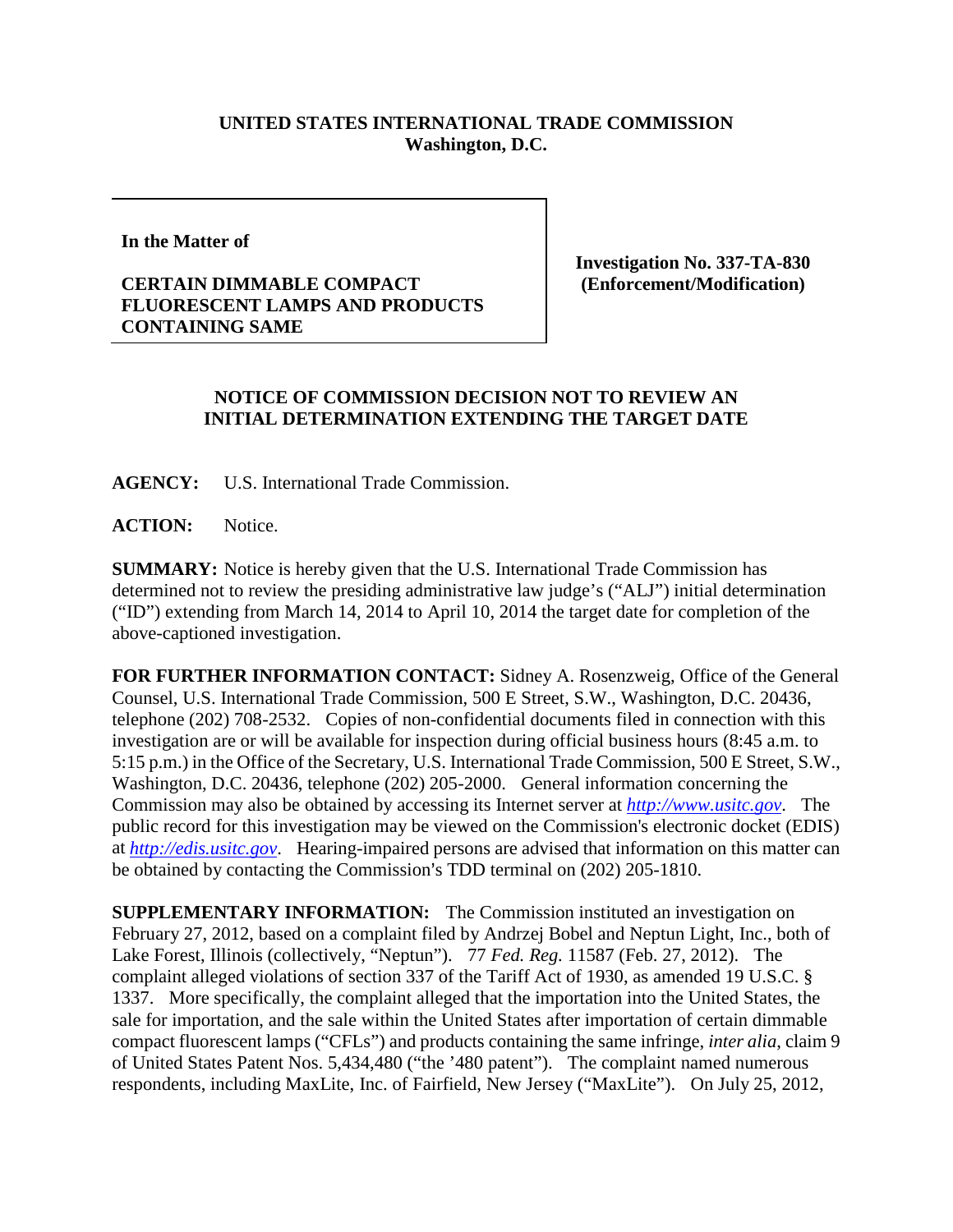**UNITED STATES INTERNATIONAL TRADE COMMISSION**
**Washington, D.C.**

| | |
|---|---|
| **In the Matter of**<br><br>**CERTAIN DIMMABLE COMPACT FLUORESCENT LAMPS AND PRODUCTS CONTAINING SAME** | **Investigation No. 337-TA-830 (Enforcement/Modification)** |

**NOTICE OF COMMISSION DECISION NOT TO REVIEW AN INITIAL DETERMINATION EXTENDING THE TARGET DATE**

**AGENCY:** U.S. International Trade Commission.

**ACTION:** Notice.

**SUMMARY:** Notice is hereby given that the U.S. International Trade Commission has determined not to review the presiding administrative law judge's ("ALJ") initial determination ("ID") extending from March 14, 2014 to April 10, 2014 the target date for completion of the above-captioned investigation.

**FOR FURTHER INFORMATION CONTACT:** Sidney A. Rosenzweig, Office of the General Counsel, U.S. International Trade Commission, 500 E Street, S.W., Washington, D.C. 20436, telephone (202) 708-2532. Copies of non-confidential documents filed in connection with this investigation are or will be available for inspection during official business hours (8:45 a.m. to 5:15 p.m.) in the Office of the Secretary, U.S. International Trade Commission, 500 E Street, S.W., Washington, D.C. 20436, telephone (202) 205-2000. General information concerning the Commission may also be obtained by accessing its Internet server at *http://www.usitc.gov*. The public record for this investigation may be viewed on the Commission's electronic docket (EDIS) at *http://edis.usitc.gov*. Hearing-impaired persons are advised that information on this matter can be obtained by contacting the Commission's TDD terminal on (202) 205-1810.

**SUPPLEMENTARY INFORMATION:** The Commission instituted an investigation on February 27, 2012, based on a complaint filed by Andrzej Bobel and Neptun Light, Inc., both of Lake Forest, Illinois (collectively, "Neptun"). 77 *Fed. Reg.* 11587 (Feb. 27, 2012). The complaint alleged violations of section 337 of the Tariff Act of 1930, as amended 19 U.S.C. § 1337. More specifically, the complaint alleged that the importation into the United States, the sale for importation, and the sale within the United States after importation of certain dimmable compact fluorescent lamps ("CFLs") and products containing the same infringe, *inter alia*, claim 9 of United States Patent Nos. 5,434,480 ("the '480 patent"). The complaint named numerous respondents, including MaxLite, Inc. of Fairfield, New Jersey ("MaxLite"). On July 25, 2012,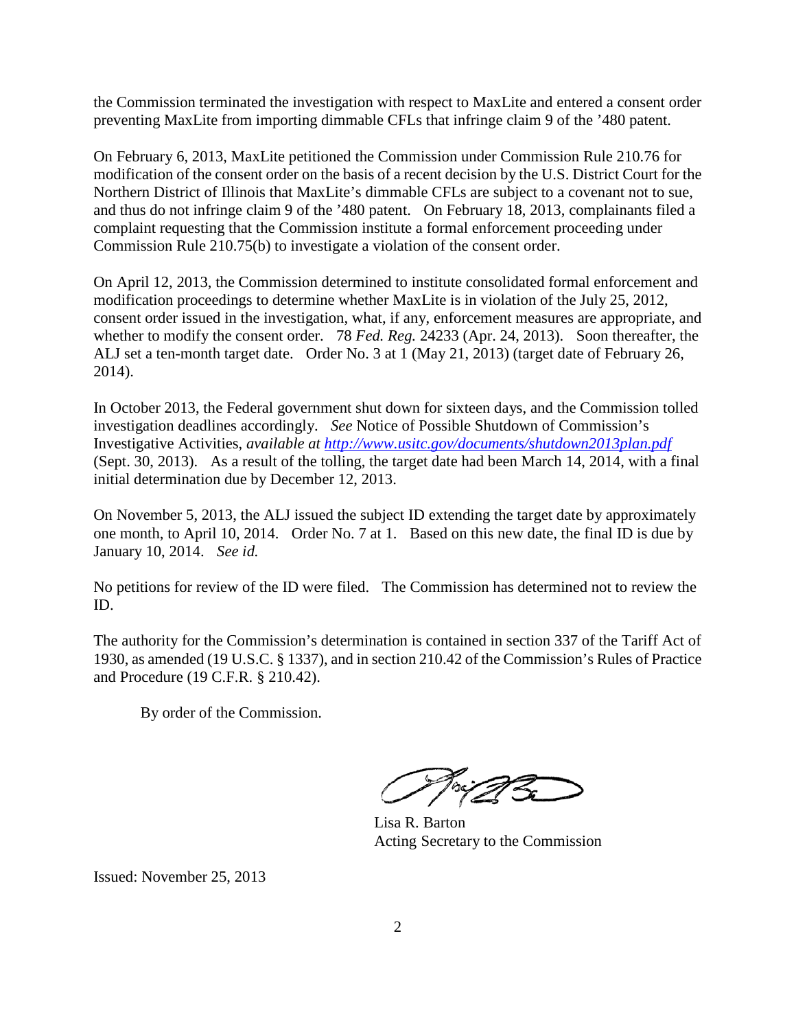the Commission terminated the investigation with respect to MaxLite and entered a consent order preventing MaxLite from importing dimmable CFLs that infringe claim 9 of the '480 patent.

On February 6, 2013, MaxLite petitioned the Commission under Commission Rule 210.76 for modification of the consent order on the basis of a recent decision by the U.S. District Court for the Northern District of Illinois that MaxLite's dimmable CFLs are subject to a covenant not to sue, and thus do not infringe claim 9 of the '480 patent. On February 18, 2013, complainants filed a complaint requesting that the Commission institute a formal enforcement proceeding under Commission Rule 210.75(b) to investigate a violation of the consent order.

On April 12, 2013, the Commission determined to institute consolidated formal enforcement and modification proceedings to determine whether MaxLite is in violation of the July 25, 2012, consent order issued in the investigation, what, if any, enforcement measures are appropriate, and whether to modify the consent order. 78 *Fed. Reg.* 24233 (Apr. 24, 2013). Soon thereafter, the ALJ set a ten-month target date. Order No. 3 at 1 (May 21, 2013) (target date of February 26, 2014).

In October 2013, the Federal government shut down for sixteen days, and the Commission tolled investigation deadlines accordingly. *See* Notice of Possible Shutdown of Commission's Investigative Activities, *available at http://www.usitc.gov/documents/shutdown2013plan.pdf* (Sept. 30, 2013). As a result of the tolling, the target date had been March 14, 2014, with a final initial determination due by December 12, 2013.

On November 5, 2013, the ALJ issued the subject ID extending the target date by approximately one month, to April 10, 2014. Order No. 7 at 1. Based on this new date, the final ID is due by January 10, 2014. *See id.*

No petitions for review of the ID were filed. The Commission has determined not to review the ID.

The authority for the Commission's determination is contained in section 337 of the Tariff Act of 1930, as amended (19 U.S.C. § 1337), and in section 210.42 of the Commission's Rules of Practice and Procedure (19 C.F.R. § 210.42).

By order of the Commission.

Lisa R. Barton
Acting Secretary to the Commission

Issued: November 25, 2013